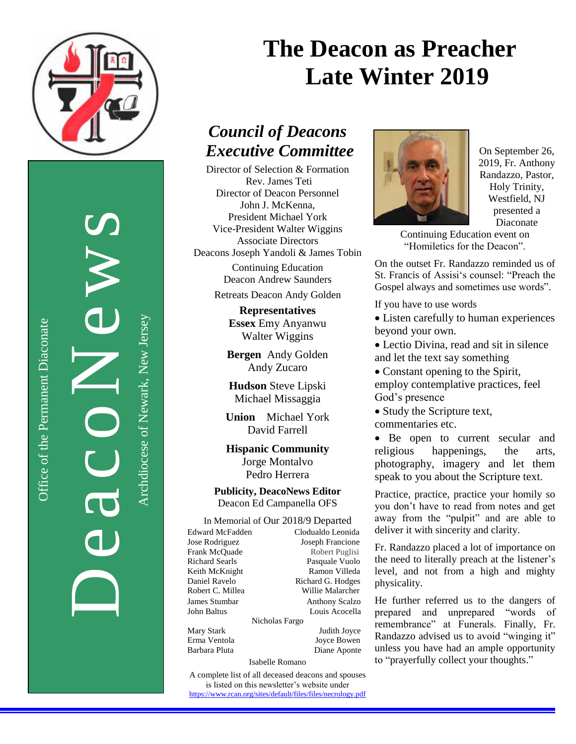# The Deacon as Preacher Late Winter 2019

DeacoNews

Office of the Permanent Diaconate

Archdiocese of Newark, New Jersey

## *Council of Deacons Executive Committee*

Director of Selection & Formation
Rev. James Teti
Director of Deacon Personnel
John J. McKenna,
President Michael York
Vice-President Walter Wiggins
Associate Directors
Deacons Joseph Yandoli & James Tobin

Continuing Education
Deacon Andrew Saunders

Retreats Deacon Andy Golden

**Representatives**
**Essex** Emy Anyanwu
Walter Wiggins

**Bergen** Andy Golden
Andy Zucaro

**Hudson** Steve Lipski
Michael Missaggia

**Union** Michael York
David Farrell

**Hispanic Community**
Jorge Montalvo
Pedro Herrera

**Publicity, DeacoNews Editor**
Deacon Ed Campanella OFS

In Memorial of Our 2018/9 Departed

Edward McFadden
Jose Rodriguez
Frank McQuade
Richard Searls
Keith McKnight
Daniel Ravelo
Robert C. Millea
James Stumbar
John Baltus
Clodualdo Leonida
Joseph Francione
Robert Puglisi
Pasquale Vuolo
Ramon Villeda
Richard G. Hodges
Willie Malarcher
Anthony Scalzo
Louis Acocella
Nicholas Fargo
Mary Stark
Erma Ventola
Barbara Pluta
Judith Joyce
Joyce Bowen
Diane Aponte
Isabelle Romano

A complete list of all deceased deacons and spouses is listed on this newsletter's website under https://www.rcan.org/sites/default/files/files/necrology.pdf

On September 26, 2019, Fr. Anthony Randazzo, Pastor, Holy Trinity, Westfield, NJ presented a Diaconate Continuing Education event on "Homiletics for the Deacon".

On the outset Fr. Randazzo reminded us of St. Francis of Assisi's counsel: "Preach the Gospel always and sometimes use words".

If you have to use words

- Listen carefully to human experiences beyond your own.
- Lectio Divina, read and sit in silence and let the text say something
- Constant opening to the Spirit, employ contemplative practices, feel God's presence
- Study the Scripture text, commentaries etc.
- Be open to current secular and religious happenings, the arts, photography, imagery and let them speak to you about the Scripture text.

Practice, practice, practice your homily so you don't have to read from notes and get away from the "pulpit" and are able to deliver it with sincerity and clarity.

Fr. Randazzo placed a lot of importance on the need to literally preach at the listener's level, and not from a high and mighty physicality.

He further referred us to the dangers of prepared and unprepared "words of remembrance" at Funerals. Finally, Fr. Randazzo advised us to avoid "winging it" unless you have had an ample opportunity to "prayerfully collect your thoughts."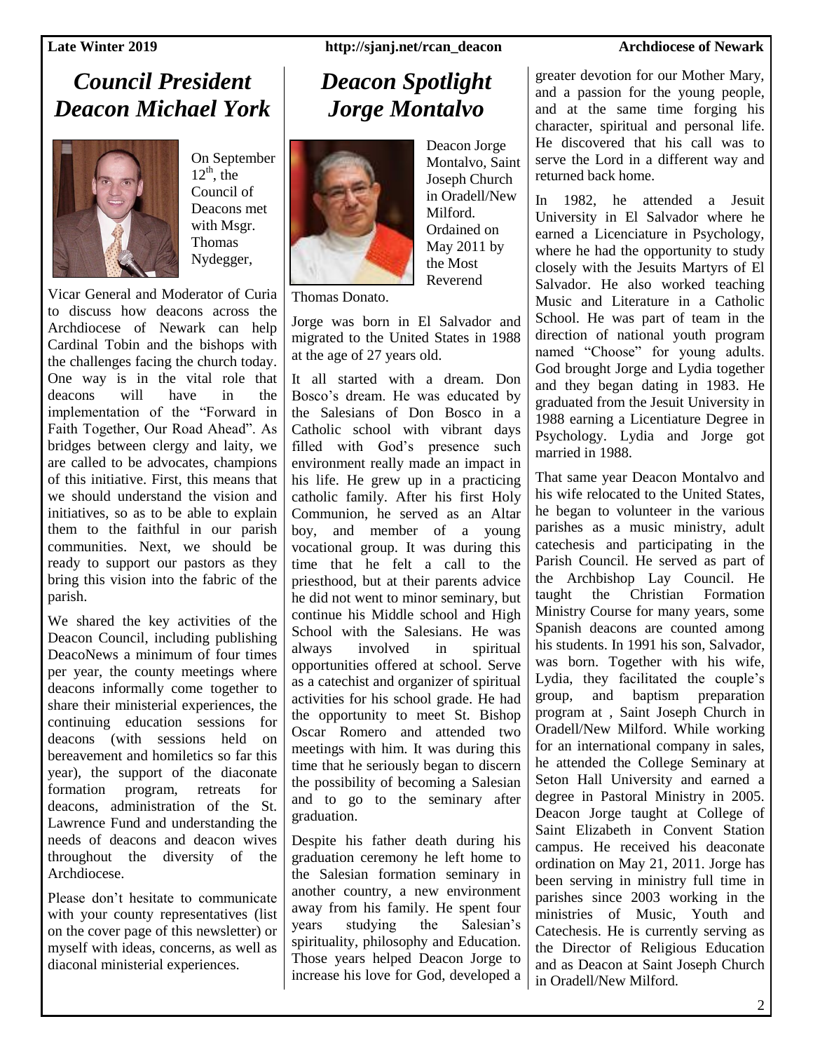# Council President Deacon Michael York

On September $12^{th}$, the Council of Deacons met with Msgr. Thomas Nydegger, Vicar General and Moderator of Curia to discuss how deacons across the Archdiocese of Newark can help Cardinal Tobin and the bishops with the challenges facing the church today. One way is in the vital role that deacons will have in the implementation of the "Forward in Faith Together, Our Road Ahead". As bridges between clergy and laity, we are called to be advocates, champions of this initiative. First, this means that we should understand the vision and initiatives, so as to be able to explain them to the faithful in our parish communities. Next, we should be ready to support our pastors as they bring this vision into the fabric of the parish.

We shared the key activities of the Deacon Council, including publishing DeacoNews a minimum of four times per year, the county meetings where deacons informally come together to share their ministerial experiences, the continuing education sessions for deacons (with sessions held on bereavement and homiletics so far this year), the support of the diaconate formation program, retreats for deacons, administration of the St. Lawrence Fund and understanding the needs of deacons and deacon wives throughout the diversity of the Archdiocese.

Please don't hesitate to communicate with your county representatives (list on the cover page of this newsletter) or myself with ideas, concerns, as well as diaconal ministerial experiences.

# Deacon Spotlight Jorge Montalvo

Deacon Jorge Montalvo, Saint Joseph Church in Oradell/New Milford. Ordained on May 2011 by the Most Reverend Thomas Donato.

Jorge was born in El Salvador and migrated to the United States in 1988 at the age of 27 years old.

It all started with a dream. Don Bosco's dream. He was educated by the Salesians of Don Bosco in a Catholic school with vibrant days filled with God's presence such environment really made an impact in his life. He grew up in a practicing catholic family. After his first Holy Communion, he served as an Altar boy, and member of a young vocational group. It was during this time that he felt a call to the priesthood, but at their parents advice he did not went to minor seminary, but continue his Middle school and High School with the Salesians. He was always involved in spiritual opportunities offered at school. Serve as a catechist and organizer of spiritual activities for his school grade. He had the opportunity to meet St. Bishop Oscar Romero and attended two meetings with him. It was during this time that he seriously began to discern the possibility of becoming a Salesian and to go to the seminary after graduation.

Despite his father death during his graduation ceremony he left home to the Salesian formation seminary in another country, a new environment away from his family. He spent four years studying the Salesian's spirituality, philosophy and Education. Those years helped Deacon Jorge to increase his love for God, developed a greater devotion for our Mother Mary, and a passion for the young people, and at the same time forging his character, spiritual and personal life. He discovered that his call was to serve the Lord in a different way and returned back home.

In 1982, he attended a Jesuit University in El Salvador where he earned a Licenciature in Psychology, where he had the opportunity to study closely with the Jesuits Martyrs of El Salvador. He also worked teaching Music and Literature in a Catholic School. He was part of team in the direction of national youth program named "Choose" for young adults. God brought Jorge and Lydia together and they began dating in 1983. He graduated from the Jesuit University in 1988 earning a Licentiature Degree in Psychology. Lydia and Jorge got married in 1988.

That same year Deacon Montalvo and his wife relocated to the United States, he began to volunteer in the various parishes as a music ministry, adult catechesis and participating in the Parish Council. He served as part of the Archbishop Lay Council. He taught the Christian Formation Ministry Course for many years, some Spanish deacons are counted among his students. In 1991 his son, Salvador, was born. Together with his wife, Lydia, they facilitated the couple's group, and baptism preparation program at , Saint Joseph Church in Oradell/New Milford. While working for an international company in sales, he attended the College Seminary at Seton Hall University and earned a degree in Pastoral Ministry in 2005. Deacon Jorge taught at College of Saint Elizabeth in Convent Station campus. He received his deaconate ordination on May 21, 2011. Jorge has been serving in ministry full time in parishes since 2003 working in the ministries of Music, Youth and Catechesis. He is currently serving as the Director of Religious Education and as Deacon at Saint Joseph Church in Oradell/New Milford.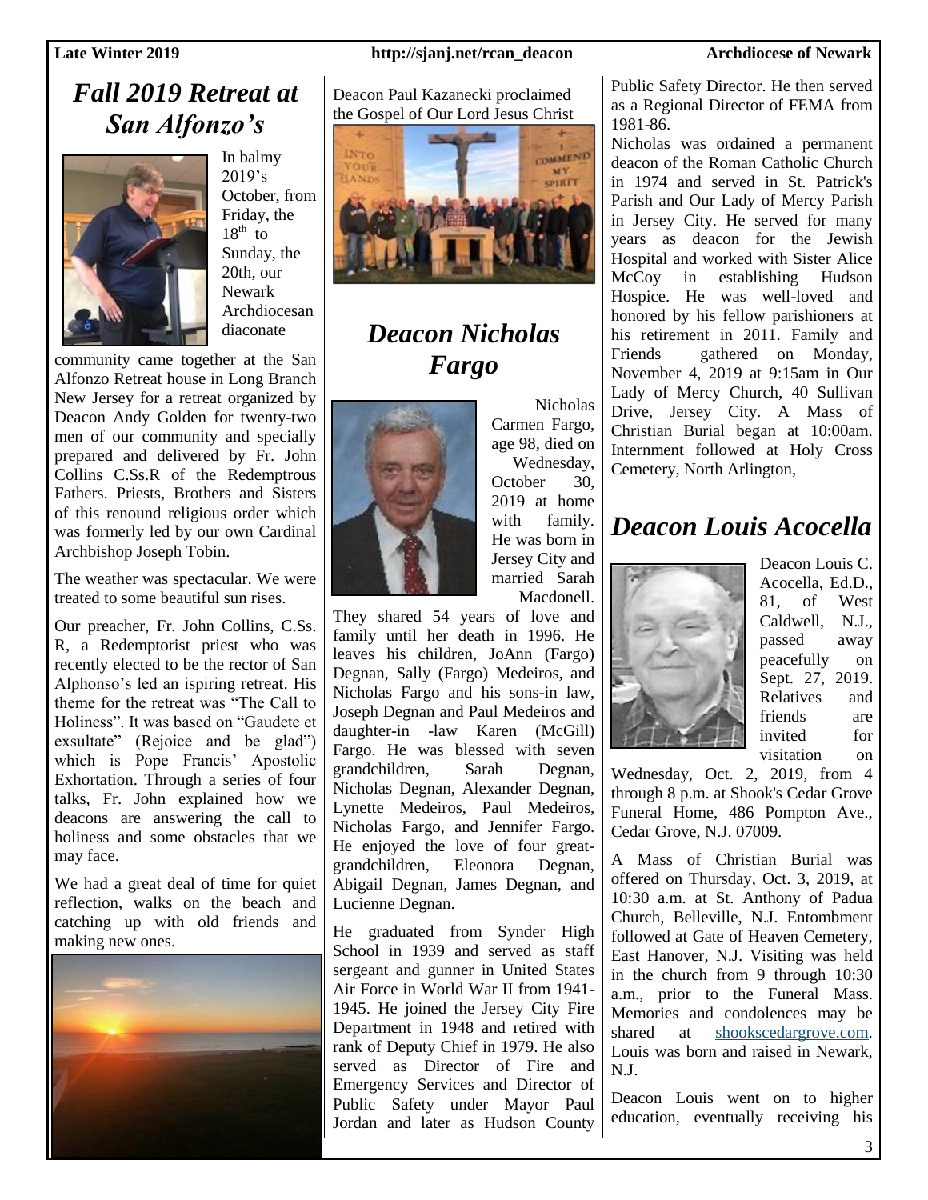## *Fall 2019 Retreat at San Alfonzo's*

In balmy 2019's October, from Friday, the 18th to Sunday, the 20th, our Newark Archdiocesan diaconate community came together at the San Alfonzo Retreat house in Long Branch New Jersey for a retreat organized by Deacon Andy Golden for twenty-two men of our community and specially prepared and delivered by Fr. John Collins C.Ss.R of the Redemptrous Fathers. Priests, Brothers and Sisters of this renound religious order which was formerly led by our own Cardinal Archbishop Joseph Tobin.

The weather was spectacular. We were treated to some beautiful sun rises.

Our preacher, Fr. John Collins, C.Ss. R, a Redemptorist priest who was recently elected to be the rector of San Alphonso's led an ispiring retreat. His theme for the retreat was "The Call to Holiness". It was based on "Gaudete et exsultate" (Rejoice and be glad") which is Pope Francis' Apostolic Exhortation. Through a series of four talks, Fr. John explained how we deacons are answering the call to holiness and some obstacles that we may face.

We had a great deal of time for quiet reflection, walks on the beach and catching up with old friends and making new ones.

Deacon Paul Kazanecki proclaimed the Gospel of Our Lord Jesus Christ

## *Deacon Nicholas Fargo*

Nicholas Carmen Fargo, age 98, died on Wednesday, October 30, 2019 at home with family. He was born in Jersey City and married Sarah Macdonell. They shared 54 years of love and family until her death in 1996. He leaves his children, JoAnn (Fargo) Degnan, Sally (Fargo) Medeiros, and Nicholas Fargo and his sons-in law, Joseph Degnan and Paul Medeiros and daughter-in -law Karen (McGill) Fargo. He was blessed with seven grandchildren, Sarah Degnan, Nicholas Degnan, Alexander Degnan, Lynette Medeiros, Paul Medeiros, Nicholas Fargo, and Jennifer Fargo. He enjoyed the love of four great-grandchildren, Eleonora Degnan, Abigail Degnan, James Degnan, and Lucienne Degnan.

He graduated from Synder High School in 1939 and served as staff sergeant and gunner in United States Air Force in World War II from 1941-1945. He joined the Jersey City Fire Department in 1948 and retired with rank of Deputy Chief in 1979. He also served as Director of Fire and Emergency Services and Director of Public Safety under Mayor Paul Jordan and later as Hudson County Public Safety Director. He then served as a Regional Director of FEMA from 1981-86.

Nicholas was ordained a permanent deacon of the Roman Catholic Church in 1974 and served in St. Patrick's Parish and Our Lady of Mercy Parish in Jersey City. He served for many years as deacon for the Jewish Hospital and worked with Sister Alice McCoy in establishing Hudson Hospice. He was well-loved and honored by his fellow parishioners at his retirement in 2011. Family and Friends gathered on Monday, November 4, 2019 at 9:15am in Our Lady of Mercy Church, 40 Sullivan Drive, Jersey City. A Mass of Christian Burial began at 10:00am. Internment followed at Holy Cross Cemetery, North Arlington,

## *Deacon Louis Acocella*

Deacon Louis C. Acocella, Ed.D., 81, of West Caldwell, N.J., passed away peacefully on Sept. 27, 2019. Relatives and friends are invited for visitation on Wednesday, Oct. 2, 2019, from 4 through 8 p.m. at Shook's Cedar Grove Funeral Home, 486 Pompton Ave., Cedar Grove, N.J. 07009.

A Mass of Christian Burial was offered on Thursday, Oct. 3, 2019, at 10:30 a.m. at St. Anthony of Padua Church, Belleville, N.J. Entombment followed at Gate of Heaven Cemetery, East Hanover, N.J. Visiting was held in the church from 9 through 10:30 a.m., prior to the Funeral Mass. Memories and condolences may be shared at shookscedargrove.com. Louis was born and raised in Newark, N.J.

Deacon Louis went on to higher education, eventually receiving his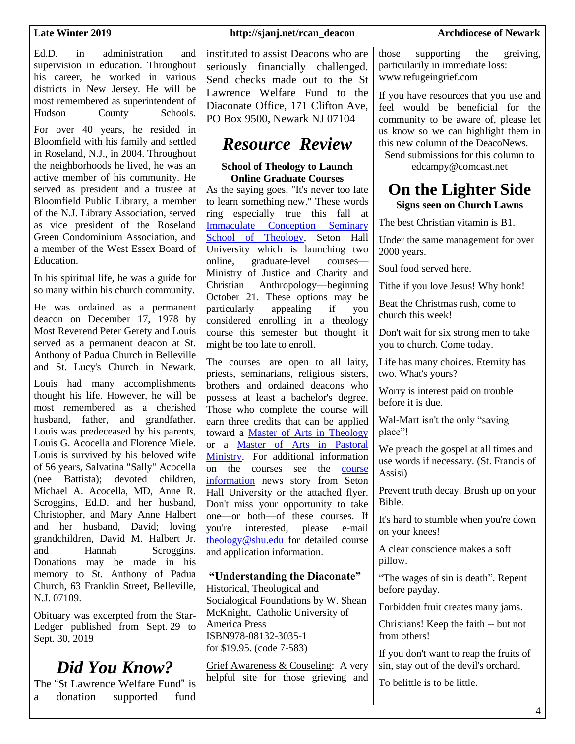Ed.D. in administration and supervision in education. Throughout his career, he worked in various districts in New Jersey. He will be most remembered as superintendent of Hudson County Schools.

For over 40 years, he resided in Bloomfield with his family and settled in Roseland, N.J., in 2004. Throughout the neighborhoods he lived, he was an active member of his community. He served as president and a trustee at Bloomfield Public Library, a member of the N.J. Library Association, served as vice president of the Roseland Green Condominium Association, and a member of the West Essex Board of Education.

In his spiritual life, he was a guide for so many within his church community.

He was ordained as a permanent deacon on December 17, 1978 by Most Reverend Peter Gerety and Louis served as a permanent deacon at St. Anthony of Padua Church in Belleville and St. Lucy's Church in Newark.

Louis had many accomplishments thought his life. However, he will be most remembered as a cherished husband, father, and grandfather. Louis was predeceased by his parents, Louis G. Acocella and Florence Miele. Louis is survived by his beloved wife of 56 years, Salvatina "Sally" Acocella (nee Battista); devoted children, Michael A. Acocella, MD, Anne R. Scroggins, Ed.D. and her husband, Christopher, and Mary Anne Halbert and her husband, David; loving grandchildren, David M. Halbert Jr. and Hannah Scroggins. Donations may be made in his memory to St. Anthony of Padua Church, 63 Franklin Street, Belleville, N.J. 07109.

Obituary was excerpted from the Star-Ledger published from Sept. 29 to Sept. 30, 2019

# *Did You Know?*

The "St Lawrence Welfare Fund" is a donation supported fund instituted to assist Deacons who are seriously financially challenged. Send checks made out to the St Lawrence Welfare Fund to the Diaconate Office, 171 Clifton Ave, PO Box 9500, Newark NJ 07104

# *Resource Review*

### School of Theology to Launch Online Graduate Courses

As the saying goes, "It's never too late to learn something new." These words ring especially true this fall at Immaculate Conception Seminary School of Theology, Seton Hall University which is launching two online, graduate-level courses—Ministry of Justice and Charity and Christian Anthropology—beginning October 21. These options may be particularly appealing if you considered enrolling in a theology course this semester but thought it might be too late to enroll.

The courses are open to all laity, priests, seminarians, religious sisters, brothers and ordained deacons who possess at least a bachelor's degree. Those who complete the course will earn three credits that can be applied toward a Master of Arts in Theology or a Master of Arts in Pastoral Ministry. For additional information on the courses see the course information news story from Seton Hall University or the attached flyer. Don't miss your opportunity to take one—or both—of these courses. If you're interested, please e-mail theology@shu.edu for detailed course and application information.

### "Understanding the Diaconate"

Historical, Theological and Socialogical Foundations by W. Shean McKnight, Catholic University of America Press
ISBN978-08132-3035-1
for $19.95. (code 7-583)

Grief Awareness & Couseling: A very helpful site for those grieving and those supporting the greiving, particularly in immediate loss: www.refugeingrief.com

If you have resources that you use and feel would be beneficial for the community to be aware of, please let us know so we can highlight them in this new column of the DeacoNews. Send submissions for this column to edcampy@comcast.net

# On the Lighter Side

### Signs seen on Church Lawns

The best Christian vitamin is B1.

Under the same management for over 2000 years.

Soul food served here.

Tithe if you love Jesus! Why honk!

Beat the Christmas rush, come to church this week!

Don't wait for six strong men to take you to church. Come today.

Life has many choices. Eternity has two. What's yours?

Worry is interest paid on trouble before it is due.

Wal-Mart isn't the only "saving place"!

We preach the gospel at all times and use words if necessary. (St. Francis of Assisi)

Prevent truth decay. Brush up on your Bible.

It's hard to stumble when you're down on your knees!

A clear conscience makes a soft pillow.

"The wages of sin is death". Repent before payday.

Forbidden fruit creates many jams.

Christians! Keep the faith -- but not from others!

If you don't want to reap the fruits of sin, stay out of the devil's orchard.

To belittle is to be little.